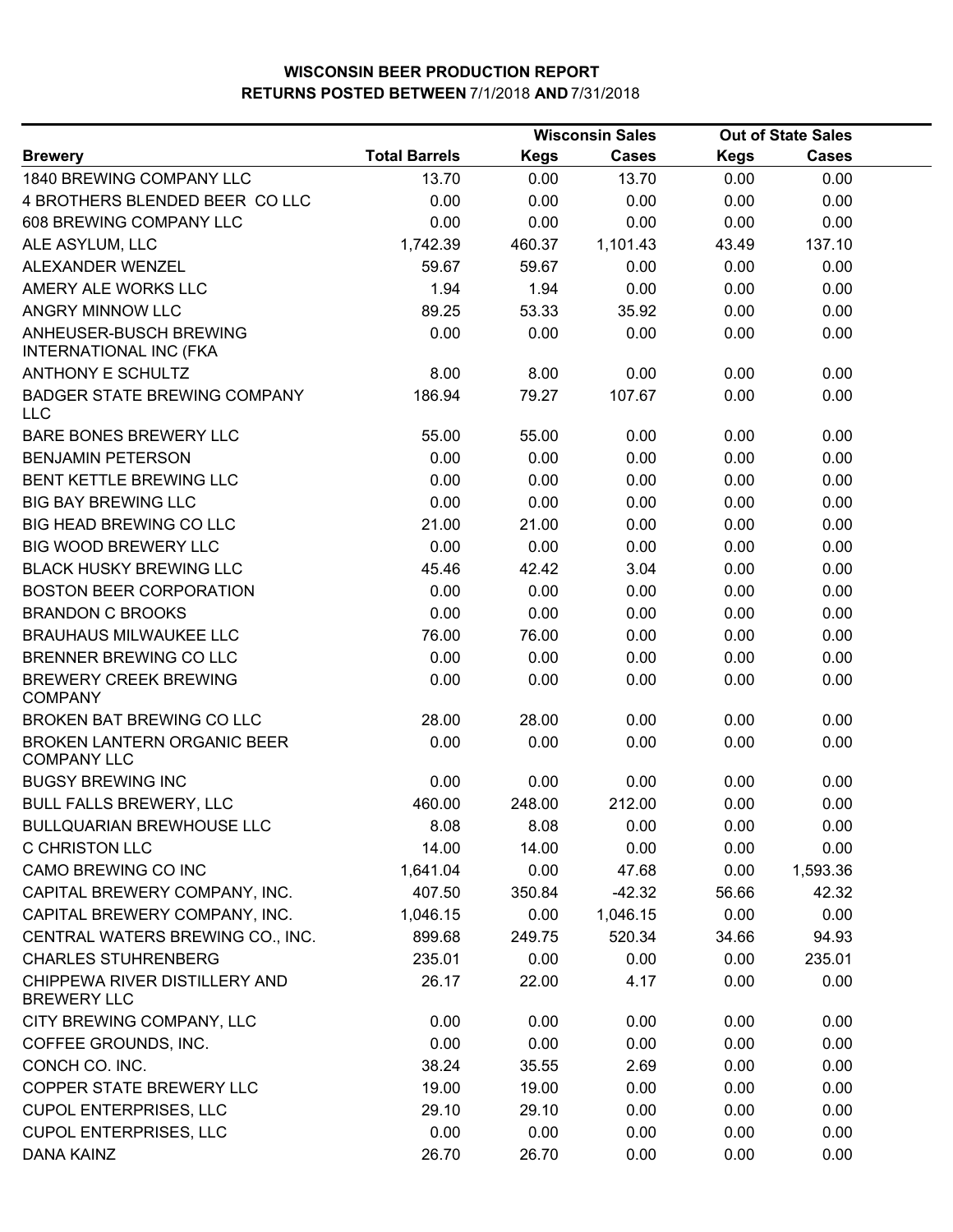# WISCONSIN BEER PRODUCTION REPORT
## RETURNS POSTED BETWEEN 7/1/2018 AND 7/31/2018

| | | Wisconsin Sales | | Out of State Sales | |
|---|---|---|---|---|---|
| Brewery | Total Barrels | Kegs | Cases | Kegs | Cases |
| 1840 BREWING COMPANY LLC | 13.70 | 0.00 | 13.70 | 0.00 | 0.00 |
| 4 BROTHERS BLENDED BEER CO LLC | 0.00 | 0.00 | 0.00 | 0.00 | 0.00 |
| 608 BREWING COMPANY LLC | 0.00 | 0.00 | 0.00 | 0.00 | 0.00 |
| ALE ASYLUM, LLC | 1,742.39 | 460.37 | 1,101.43 | 43.49 | 137.10 |
| ALEXANDER WENZEL | 59.67 | 59.67 | 0.00 | 0.00 | 0.00 |
| AMERY ALE WORKS LLC | 1.94 | 1.94 | 0.00 | 0.00 | 0.00 |
| ANGRY MINNOW LLC | 89.25 | 53.33 | 35.92 | 0.00 | 0.00 |
| ANHEUSER-BUSCH BREWING INTERNATIONAL INC (FKA | 0.00 | 0.00 | 0.00 | 0.00 | 0.00 |
| ANTHONY E SCHULTZ | 8.00 | 8.00 | 0.00 | 0.00 | 0.00 |
| BADGER STATE BREWING COMPANY LLC | 186.94 | 79.27 | 107.67 | 0.00 | 0.00 |
| BARE BONES BREWERY LLC | 55.00 | 55.00 | 0.00 | 0.00 | 0.00 |
| BENJAMIN PETERSON | 0.00 | 0.00 | 0.00 | 0.00 | 0.00 |
| BENT KETTLE BREWING LLC | 0.00 | 0.00 | 0.00 | 0.00 | 0.00 |
| BIG BAY BREWING LLC | 0.00 | 0.00 | 0.00 | 0.00 | 0.00 |
| BIG HEAD BREWING CO LLC | 21.00 | 21.00 | 0.00 | 0.00 | 0.00 |
| BIG WOOD BREWERY LLC | 0.00 | 0.00 | 0.00 | 0.00 | 0.00 |
| BLACK HUSKY BREWING LLC | 45.46 | 42.42 | 3.04 | 0.00 | 0.00 |
| BOSTON BEER CORPORATION | 0.00 | 0.00 | 0.00 | 0.00 | 0.00 |
| BRANDON C BROOKS | 0.00 | 0.00 | 0.00 | 0.00 | 0.00 |
| BRAUHAUS MILWAUKEE LLC | 76.00 | 76.00 | 0.00 | 0.00 | 0.00 |
| BRENNER BREWING CO LLC | 0.00 | 0.00 | 0.00 | 0.00 | 0.00 |
| BREWERY CREEK BREWING COMPANY | 0.00 | 0.00 | 0.00 | 0.00 | 0.00 |
| BROKEN BAT BREWING CO LLC | 28.00 | 28.00 | 0.00 | 0.00 | 0.00 |
| BROKEN LANTERN ORGANIC BEER COMPANY LLC | 0.00 | 0.00 | 0.00 | 0.00 | 0.00 |
| BUGSY BREWING INC | 0.00 | 0.00 | 0.00 | 0.00 | 0.00 |
| BULL FALLS BREWERY, LLC | 460.00 | 248.00 | 212.00 | 0.00 | 0.00 |
| BULLQUARIAN BREWHOUSE LLC | 8.08 | 8.08 | 0.00 | 0.00 | 0.00 |
| C CHRISTON LLC | 14.00 | 14.00 | 0.00 | 0.00 | 0.00 |
| CAMO BREWING CO INC | 1,641.04 | 0.00 | 47.68 | 0.00 | 1,593.36 |
| CAPITAL BREWERY COMPANY, INC. | 407.50 | 350.84 | -42.32 | 56.66 | 42.32 |
| CAPITAL BREWERY COMPANY, INC. | 1,046.15 | 0.00 | 1,046.15 | 0.00 | 0.00 |
| CENTRAL WATERS BREWING CO., INC. | 899.68 | 249.75 | 520.34 | 34.66 | 94.93 |
| CHARLES STUHRENBERG | 235.01 | 0.00 | 0.00 | 0.00 | 235.01 |
| CHIPPEWA RIVER DISTILLERY AND BREWERY LLC | 26.17 | 22.00 | 4.17 | 0.00 | 0.00 |
| CITY BREWING COMPANY, LLC | 0.00 | 0.00 | 0.00 | 0.00 | 0.00 |
| COFFEE GROUNDS, INC. | 0.00 | 0.00 | 0.00 | 0.00 | 0.00 |
| CONCH CO. INC. | 38.24 | 35.55 | 2.69 | 0.00 | 0.00 |
| COPPER STATE BREWERY LLC | 19.00 | 19.00 | 0.00 | 0.00 | 0.00 |
| CUPOL ENTERPRISES, LLC | 29.10 | 29.10 | 0.00 | 0.00 | 0.00 |
| CUPOL ENTERPRISES, LLC | 0.00 | 0.00 | 0.00 | 0.00 | 0.00 |
| DANA KAINZ | 26.70 | 26.70 | 0.00 | 0.00 | 0.00 |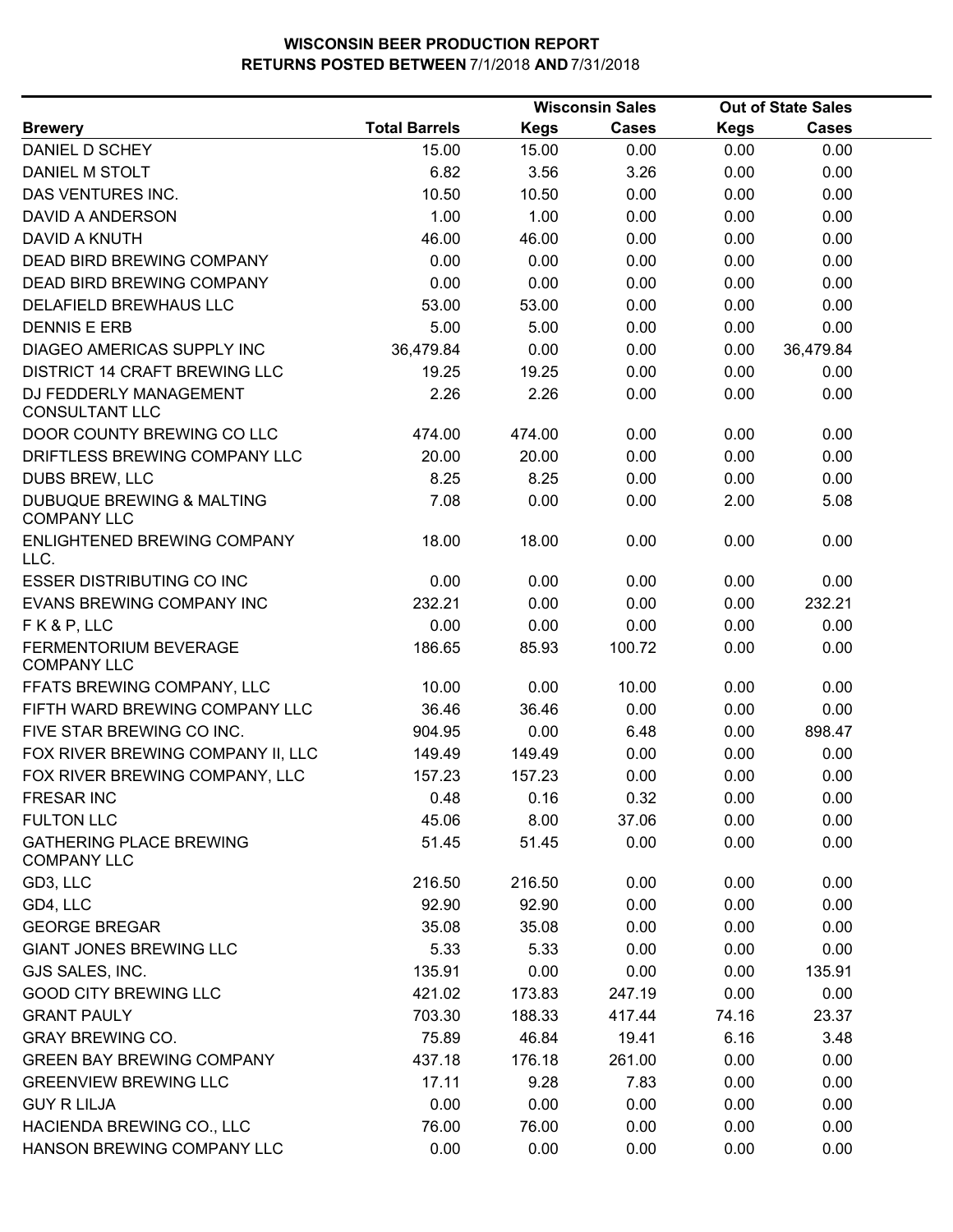**WISCONSIN BEER PRODUCTION REPORT**
**RETURNS POSTED BETWEEN 7/1/2018 AND 7/31/2018**

| Brewery | Total Barrels | Wisconsin Sales | | Out of State Sales | |
|---|---|---|---|---|---|
| | | Kegs | Cases | Kegs | Cases |
| DANIEL D SCHEY | 15.00 | 15.00 | 0.00 | 0.00 | 0.00 |
| DANIEL M STOLT | 6.82 | 3.56 | 3.26 | 0.00 | 0.00 |
| DAS VENTURES INC. | 10.50 | 10.50 | 0.00 | 0.00 | 0.00 |
| DAVID A ANDERSON | 1.00 | 1.00 | 0.00 | 0.00 | 0.00 |
| DAVID A KNUTH | 46.00 | 46.00 | 0.00 | 0.00 | 0.00 |
| DEAD BIRD BREWING COMPANY | 0.00 | 0.00 | 0.00 | 0.00 | 0.00 |
| DEAD BIRD BREWING COMPANY | 0.00 | 0.00 | 0.00 | 0.00 | 0.00 |
| DELAFIELD BREWHAUS LLC | 53.00 | 53.00 | 0.00 | 0.00 | 0.00 |
| DENNIS E ERB | 5.00 | 5.00 | 0.00 | 0.00 | 0.00 |
| DIAGEO AMERICAS SUPPLY INC | 36,479.84 | 0.00 | 0.00 | 0.00 | 36,479.84 |
| DISTRICT 14 CRAFT BREWING LLC | 19.25 | 19.25 | 0.00 | 0.00 | 0.00 |
| DJ FEDDERLY MANAGEMENT CONSULTANT LLC | 2.26 | 2.26 | 0.00 | 0.00 | 0.00 |
| DOOR COUNTY BREWING CO LLC | 474.00 | 474.00 | 0.00 | 0.00 | 0.00 |
| DRIFTLESS BREWING COMPANY LLC | 20.00 | 20.00 | 0.00 | 0.00 | 0.00 |
| DUBS BREW, LLC | 8.25 | 8.25 | 0.00 | 0.00 | 0.00 |
| DUBUQUE BREWING & MALTING COMPANY LLC | 7.08 | 0.00 | 0.00 | 2.00 | 5.08 |
| ENLIGHTENED BREWING COMPANY LLC. | 18.00 | 18.00 | 0.00 | 0.00 | 0.00 |
| ESSER DISTRIBUTING CO INC | 0.00 | 0.00 | 0.00 | 0.00 | 0.00 |
| EVANS BREWING COMPANY INC | 232.21 | 0.00 | 0.00 | 0.00 | 232.21 |
| F K & P, LLC | 0.00 | 0.00 | 0.00 | 0.00 | 0.00 |
| FERMENTORIUM BEVERAGE COMPANY LLC | 186.65 | 85.93 | 100.72 | 0.00 | 0.00 |
| FFATS BREWING COMPANY, LLC | 10.00 | 0.00 | 10.00 | 0.00 | 0.00 |
| FIFTH WARD BREWING COMPANY LLC | 36.46 | 36.46 | 0.00 | 0.00 | 0.00 |
| FIVE STAR BREWING CO INC. | 904.95 | 0.00 | 6.48 | 0.00 | 898.47 |
| FOX RIVER BREWING COMPANY II, LLC | 149.49 | 149.49 | 0.00 | 0.00 | 0.00 |
| FOX RIVER BREWING COMPANY, LLC | 157.23 | 157.23 | 0.00 | 0.00 | 0.00 |
| FRESAR INC | 0.48 | 0.16 | 0.32 | 0.00 | 0.00 |
| FULTON LLC | 45.06 | 8.00 | 37.06 | 0.00 | 0.00 |
| GATHERING PLACE BREWING COMPANY LLC | 51.45 | 51.45 | 0.00 | 0.00 | 0.00 |
| GD3, LLC | 216.50 | 216.50 | 0.00 | 0.00 | 0.00 |
| GD4, LLC | 92.90 | 92.90 | 0.00 | 0.00 | 0.00 |
| GEORGE BREGAR | 35.08 | 35.08 | 0.00 | 0.00 | 0.00 |
| GIANT JONES BREWING LLC | 5.33 | 5.33 | 0.00 | 0.00 | 0.00 |
| GJS SALES, INC. | 135.91 | 0.00 | 0.00 | 0.00 | 135.91 |
| GOOD CITY BREWING LLC | 421.02 | 173.83 | 247.19 | 0.00 | 0.00 |
| GRANT PAULY | 703.30 | 188.33 | 417.44 | 74.16 | 23.37 |
| GRAY BREWING CO. | 75.89 | 46.84 | 19.41 | 6.16 | 3.48 |
| GREEN BAY BREWING COMPANY | 437.18 | 176.18 | 261.00 | 0.00 | 0.00 |
| GREENVIEW BREWING LLC | 17.11 | 9.28 | 7.83 | 0.00 | 0.00 |
| GUY R LILJA | 0.00 | 0.00 | 0.00 | 0.00 | 0.00 |
| HACIENDA BREWING CO., LLC | 76.00 | 76.00 | 0.00 | 0.00 | 0.00 |
| HANSON BREWING COMPANY LLC | 0.00 | 0.00 | 0.00 | 0.00 | 0.00 |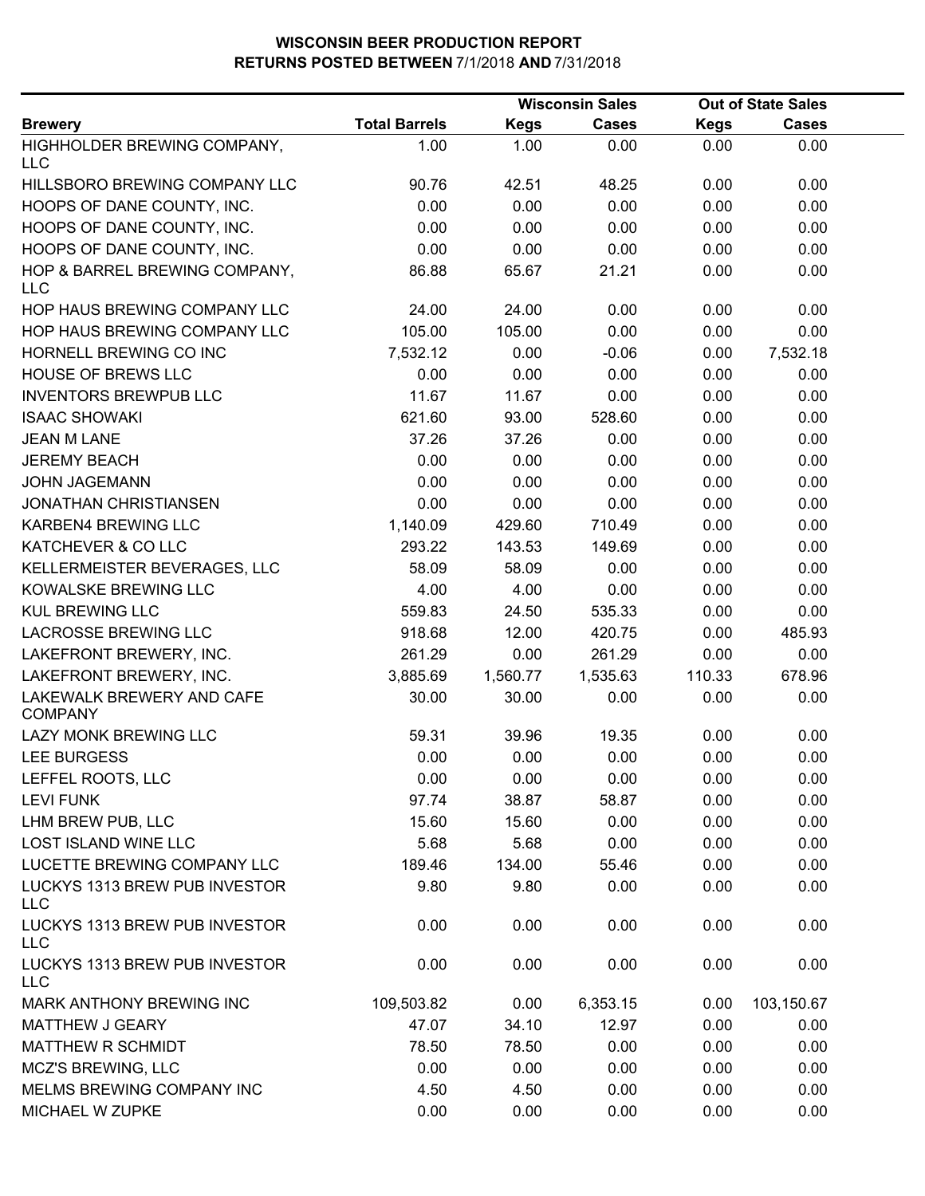# WISCONSIN BEER PRODUCTION REPORT
## RETURNS POSTED BETWEEN 7/1/2018 AND 7/31/2018

| | | Wisconsin Sales | | Out of State Sales | |
|---|---|---|---|---|---|
| **Brewery** | **Total Barrels** | **Kegs** | **Cases** | **Kegs** | **Cases** |
| HIGHHOLDER BREWING COMPANY, LLC | 1.00 | 1.00 | 0.00 | 0.00 | 0.00 |
| HILLSBORO BREWING COMPANY LLC | 90.76 | 42.51 | 48.25 | 0.00 | 0.00 |
| HOOPS OF DANE COUNTY, INC. | 0.00 | 0.00 | 0.00 | 0.00 | 0.00 |
| HOOPS OF DANE COUNTY, INC. | 0.00 | 0.00 | 0.00 | 0.00 | 0.00 |
| HOOPS OF DANE COUNTY, INC. | 0.00 | 0.00 | 0.00 | 0.00 | 0.00 |
| HOP & BARREL BREWING COMPANY, LLC | 86.88 | 65.67 | 21.21 | 0.00 | 0.00 |
| HOP HAUS BREWING COMPANY LLC | 24.00 | 24.00 | 0.00 | 0.00 | 0.00 |
| HOP HAUS BREWING COMPANY LLC | 105.00 | 105.00 | 0.00 | 0.00 | 0.00 |
| HORNELL BREWING CO INC | 7,532.12 | 0.00 | -0.06 | 0.00 | 7,532.18 |
| HOUSE OF BREWS LLC | 0.00 | 0.00 | 0.00 | 0.00 | 0.00 |
| INVENTORS BREWPUB LLC | 11.67 | 11.67 | 0.00 | 0.00 | 0.00 |
| ISAAC SHOWAKI | 621.60 | 93.00 | 528.60 | 0.00 | 0.00 |
| JEAN M LANE | 37.26 | 37.26 | 0.00 | 0.00 | 0.00 |
| JEREMY BEACH | 0.00 | 0.00 | 0.00 | 0.00 | 0.00 |
| JOHN JAGEMANN | 0.00 | 0.00 | 0.00 | 0.00 | 0.00 |
| JONATHAN CHRISTIANSEN | 0.00 | 0.00 | 0.00 | 0.00 | 0.00 |
| KARBEN4 BREWING LLC | 1,140.09 | 429.60 | 710.49 | 0.00 | 0.00 |
| KATCHEVER & CO LLC | 293.22 | 143.53 | 149.69 | 0.00 | 0.00 |
| KELLERMEISTER BEVERAGES, LLC | 58.09 | 58.09 | 0.00 | 0.00 | 0.00 |
| KOWALSKE BREWING LLC | 4.00 | 4.00 | 0.00 | 0.00 | 0.00 |
| KUL BREWING LLC | 559.83 | 24.50 | 535.33 | 0.00 | 0.00 |
| LACROSSE BREWING LLC | 918.68 | 12.00 | 420.75 | 0.00 | 485.93 |
| LAKEFRONT BREWERY, INC. | 261.29 | 0.00 | 261.29 | 0.00 | 0.00 |
| LAKEFRONT BREWERY, INC. | 3,885.69 | 1,560.77 | 1,535.63 | 110.33 | 678.96 |
| LAKEWALK BREWERY AND CAFE COMPANY | 30.00 | 30.00 | 0.00 | 0.00 | 0.00 |
| LAZY MONK BREWING LLC | 59.31 | 39.96 | 19.35 | 0.00 | 0.00 |
| LEE BURGESS | 0.00 | 0.00 | 0.00 | 0.00 | 0.00 |
| LEFFEL ROOTS, LLC | 0.00 | 0.00 | 0.00 | 0.00 | 0.00 |
| LEVI FUNK | 97.74 | 38.87 | 58.87 | 0.00 | 0.00 |
| LHM BREW PUB, LLC | 15.60 | 15.60 | 0.00 | 0.00 | 0.00 |
| LOST ISLAND WINE LLC | 5.68 | 5.68 | 0.00 | 0.00 | 0.00 |
| LUCETTE BREWING COMPANY LLC | 189.46 | 134.00 | 55.46 | 0.00 | 0.00 |
| LUCKYS 1313 BREW PUB INVESTOR LLC | 9.80 | 9.80 | 0.00 | 0.00 | 0.00 |
| LUCKYS 1313 BREW PUB INVESTOR LLC | 0.00 | 0.00 | 0.00 | 0.00 | 0.00 |
| LUCKYS 1313 BREW PUB INVESTOR LLC | 0.00 | 0.00 | 0.00 | 0.00 | 0.00 |
| MARK ANTHONY BREWING INC | 109,503.82 | 0.00 | 6,353.15 | 0.00 | 103,150.67 |
| MATTHEW J GEARY | 47.07 | 34.10 | 12.97 | 0.00 | 0.00 |
| MATTHEW R SCHMIDT | 78.50 | 78.50 | 0.00 | 0.00 | 0.00 |
| MCZ'S BREWING, LLC | 0.00 | 0.00 | 0.00 | 0.00 | 0.00 |
| MELMS BREWING COMPANY INC | 4.50 | 4.50 | 0.00 | 0.00 | 0.00 |
| MICHAEL W ZUPKE | 0.00 | 0.00 | 0.00 | 0.00 | 0.00 |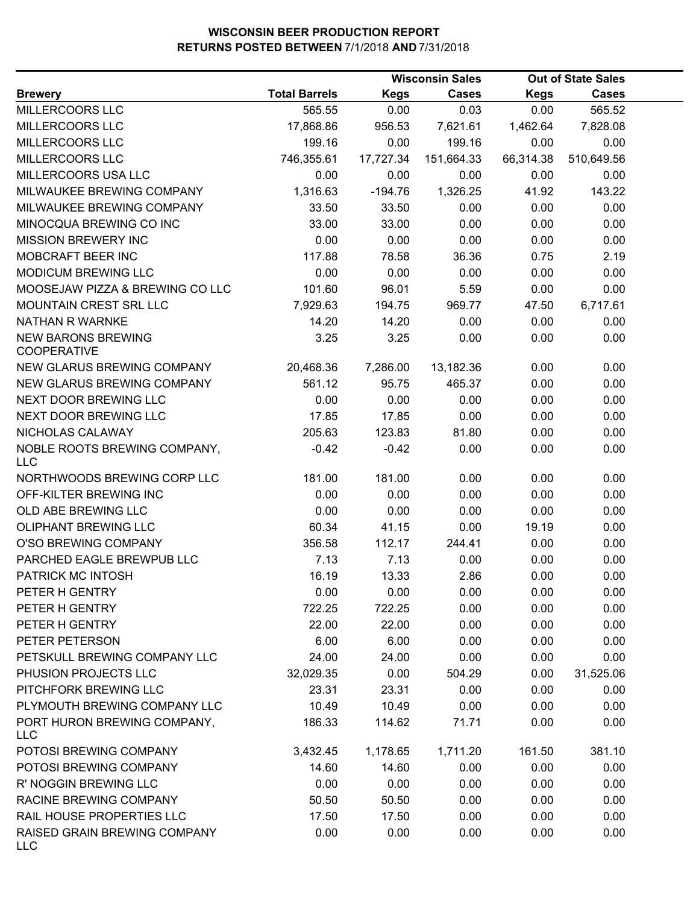**WISCONSIN BEER PRODUCTION REPORT**
**RETURNS POSTED BETWEEN 7/1/2018 AND 7/31/2018**

| | | Wisconsin Sales | | Out of State Sales | |
|---|---|---|---|---|---|
| **Brewery** | **Total Barrels** | **Kegs** | **Cases** | **Kegs** | **Cases** |
| MILLERCOORS LLC | 565.55 | 0.00 | 0.03 | 0.00 | 565.52 |
| MILLERCOORS LLC | 17,868.86 | 956.53 | 7,621.61 | 1,462.64 | 7,828.08 |
| MILLERCOORS LLC | 199.16 | 0.00 | 199.16 | 0.00 | 0.00 |
| MILLERCOORS LLC | 746,355.61 | 17,727.34 | 151,664.33 | 66,314.38 | 510,649.56 |
| MILLERCOORS USA LLC | 0.00 | 0.00 | 0.00 | 0.00 | 0.00 |
| MILWAUKEE BREWING COMPANY | 1,316.63 | -194.76 | 1,326.25 | 41.92 | 143.22 |
| MILWAUKEE BREWING COMPANY | 33.50 | 33.50 | 0.00 | 0.00 | 0.00 |
| MINOCQUA BREWING CO INC | 33.00 | 33.00 | 0.00 | 0.00 | 0.00 |
| MISSION BREWERY INC | 0.00 | 0.00 | 0.00 | 0.00 | 0.00 |
| MOBCRAFT BEER INC | 117.88 | 78.58 | 36.36 | 0.75 | 2.19 |
| MODICUM BREWING LLC | 0.00 | 0.00 | 0.00 | 0.00 | 0.00 |
| MOOSEJAW PIZZA & BREWING CO LLC | 101.60 | 96.01 | 5.59 | 0.00 | 0.00 |
| MOUNTAIN CREST SRL LLC | 7,929.63 | 194.75 | 969.77 | 47.50 | 6,717.61 |
| NATHAN R WARNKE | 14.20 | 14.20 | 0.00 | 0.00 | 0.00 |
| NEW BARONS BREWING COOPERATIVE | 3.25 | 3.25 | 0.00 | 0.00 | 0.00 |
| NEW GLARUS BREWING COMPANY | 20,468.36 | 7,286.00 | 13,182.36 | 0.00 | 0.00 |
| NEW GLARUS BREWING COMPANY | 561.12 | 95.75 | 465.37 | 0.00 | 0.00 |
| NEXT DOOR BREWING LLC | 0.00 | 0.00 | 0.00 | 0.00 | 0.00 |
| NEXT DOOR BREWING LLC | 17.85 | 17.85 | 0.00 | 0.00 | 0.00 |
| NICHOLAS CALAWAY | 205.63 | 123.83 | 81.80 | 0.00 | 0.00 |
| NOBLE ROOTS BREWING COMPANY, LLC | -0.42 | -0.42 | 0.00 | 0.00 | 0.00 |
| NORTHWOODS BREWING CORP LLC | 181.00 | 181.00 | 0.00 | 0.00 | 0.00 |
| OFF-KILTER BREWING INC | 0.00 | 0.00 | 0.00 | 0.00 | 0.00 |
| OLD ABE BREWING LLC | 0.00 | 0.00 | 0.00 | 0.00 | 0.00 |
| OLIPHANT BREWING LLC | 60.34 | 41.15 | 0.00 | 19.19 | 0.00 |
| O'SO BREWING COMPANY | 356.58 | 112.17 | 244.41 | 0.00 | 0.00 |
| PARCHED EAGLE BREWPUB LLC | 7.13 | 7.13 | 0.00 | 0.00 | 0.00 |
| PATRICK MC INTOSH | 16.19 | 13.33 | 2.86 | 0.00 | 0.00 |
| PETER H GENTRY | 0.00 | 0.00 | 0.00 | 0.00 | 0.00 |
| PETER H GENTRY | 722.25 | 722.25 | 0.00 | 0.00 | 0.00 |
| PETER H GENTRY | 22.00 | 22.00 | 0.00 | 0.00 | 0.00 |
| PETER PETERSON | 6.00 | 6.00 | 0.00 | 0.00 | 0.00 |
| PETSKULL BREWING COMPANY LLC | 24.00 | 24.00 | 0.00 | 0.00 | 0.00 |
| PHUSION PROJECTS LLC | 32,029.35 | 0.00 | 504.29 | 0.00 | 31,525.06 |
| PITCHFORK BREWING LLC | 23.31 | 23.31 | 0.00 | 0.00 | 0.00 |
| PLYMOUTH BREWING COMPANY LLC | 10.49 | 10.49 | 0.00 | 0.00 | 0.00 |
| PORT HURON BREWING COMPANY, LLC | 186.33 | 114.62 | 71.71 | 0.00 | 0.00 |
| POTOSI BREWING COMPANY | 3,432.45 | 1,178.65 | 1,711.20 | 161.50 | 381.10 |
| POTOSI BREWING COMPANY | 14.60 | 14.60 | 0.00 | 0.00 | 0.00 |
| R' NOGGIN BREWING LLC | 0.00 | 0.00 | 0.00 | 0.00 | 0.00 |
| RACINE BREWING COMPANY | 50.50 | 50.50 | 0.00 | 0.00 | 0.00 |
| RAIL HOUSE PROPERTIES LLC | 17.50 | 17.50 | 0.00 | 0.00 | 0.00 |
| RAISED GRAIN BREWING COMPANY LLC | 0.00 | 0.00 | 0.00 | 0.00 | 0.00 |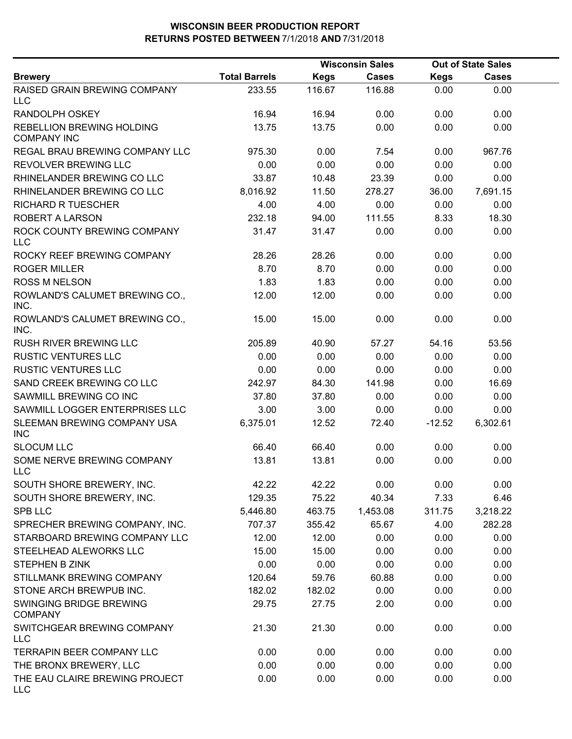# WISCONSIN BEER PRODUCTION REPORT
## RETURNS POSTED BETWEEN 7/1/2018 AND 7/31/2018

| Brewery | Total Barrels | Wisconsin Sales | | Out of State Sales | |
|---|---|---|---|---|---|
| | | Kegs | Cases | Kegs | Cases |
| RAISED GRAIN BREWING COMPANY LLC | 233.55 | 116.67 | 116.88 | 0.00 | 0.00 |
| RANDOLPH OSKEY | 16.94 | 16.94 | 0.00 | 0.00 | 0.00 |
| REBELLION BREWING HOLDING COMPANY INC | 13.75 | 13.75 | 0.00 | 0.00 | 0.00 |
| REGAL BRAU BREWING COMPANY LLC | 975.30 | 0.00 | 7.54 | 0.00 | 967.76 |
| REVOLVER BREWING LLC | 0.00 | 0.00 | 0.00 | 0.00 | 0.00 |
| RHINELANDER BREWING CO LLC | 33.87 | 10.48 | 23.39 | 0.00 | 0.00 |
| RHINELANDER BREWING CO LLC | 8,016.92 | 11.50 | 278.27 | 36.00 | 7,691.15 |
| RICHARD R TUESCHER | 4.00 | 4.00 | 0.00 | 0.00 | 0.00 |
| ROBERT A LARSON | 232.18 | 94.00 | 111.55 | 8.33 | 18.30 |
| ROCK COUNTY BREWING COMPANY LLC | 31.47 | 31.47 | 0.00 | 0.00 | 0.00 |
| ROCKY REEF BREWING COMPANY | 28.26 | 28.26 | 0.00 | 0.00 | 0.00 |
| ROGER MILLER | 8.70 | 8.70 | 0.00 | 0.00 | 0.00 |
| ROSS M NELSON | 1.83 | 1.83 | 0.00 | 0.00 | 0.00 |
| ROWLAND'S CALUMET BREWING CO., INC. | 12.00 | 12.00 | 0.00 | 0.00 | 0.00 |
| ROWLAND'S CALUMET BREWING CO., INC. | 15.00 | 15.00 | 0.00 | 0.00 | 0.00 |
| RUSH RIVER BREWING LLC | 205.89 | 40.90 | 57.27 | 54.16 | 53.56 |
| RUSTIC VENTURES LLC | 0.00 | 0.00 | 0.00 | 0.00 | 0.00 |
| RUSTIC VENTURES LLC | 0.00 | 0.00 | 0.00 | 0.00 | 0.00 |
| SAND CREEK BREWING CO LLC | 242.97 | 84.30 | 141.98 | 0.00 | 16.69 |
| SAWMILL BREWING CO INC | 37.80 | 37.80 | 0.00 | 0.00 | 0.00 |
| SAWMILL LOGGER ENTERPRISES LLC | 3.00 | 3.00 | 0.00 | 0.00 | 0.00 |
| SLEEMAN BREWING COMPANY USA INC | 6,375.01 | 12.52 | 72.40 | -12.52 | 6,302.61 |
| SLOCUM LLC | 66.40 | 66.40 | 0.00 | 0.00 | 0.00 |
| SOME NERVE BREWING COMPANY LLC | 13.81 | 13.81 | 0.00 | 0.00 | 0.00 |
| SOUTH SHORE BREWERY, INC. | 42.22 | 42.22 | 0.00 | 0.00 | 0.00 |
| SOUTH SHORE BREWERY, INC. | 129.35 | 75.22 | 40.34 | 7.33 | 6.46 |
| SPB LLC | 5,446.80 | 463.75 | 1,453.08 | 311.75 | 3,218.22 |
| SPRECHER BREWING COMPANY, INC. | 707.37 | 355.42 | 65.67 | 4.00 | 282.28 |
| STARBOARD BREWING COMPANY LLC | 12.00 | 12.00 | 0.00 | 0.00 | 0.00 |
| STEELHEAD ALEWORKS LLC | 15.00 | 15.00 | 0.00 | 0.00 | 0.00 |
| STEPHEN B ZINK | 0.00 | 0.00 | 0.00 | 0.00 | 0.00 |
| STILLMANK BREWING COMPANY | 120.64 | 59.76 | 60.88 | 0.00 | 0.00 |
| STONE ARCH BREWPUB INC. | 182.02 | 182.02 | 0.00 | 0.00 | 0.00 |
| SWINGING BRIDGE BREWING COMPANY | 29.75 | 27.75 | 2.00 | 0.00 | 0.00 |
| SWITCHGEAR BREWING COMPANY LLC | 21.30 | 21.30 | 0.00 | 0.00 | 0.00 |
| TERRAPIN BEER COMPANY LLC | 0.00 | 0.00 | 0.00 | 0.00 | 0.00 |
| THE BRONX BREWERY, LLC | 0.00 | 0.00 | 0.00 | 0.00 | 0.00 |
| THE EAU CLAIRE BREWING PROJECT LLC | 0.00 | 0.00 | 0.00 | 0.00 | 0.00 |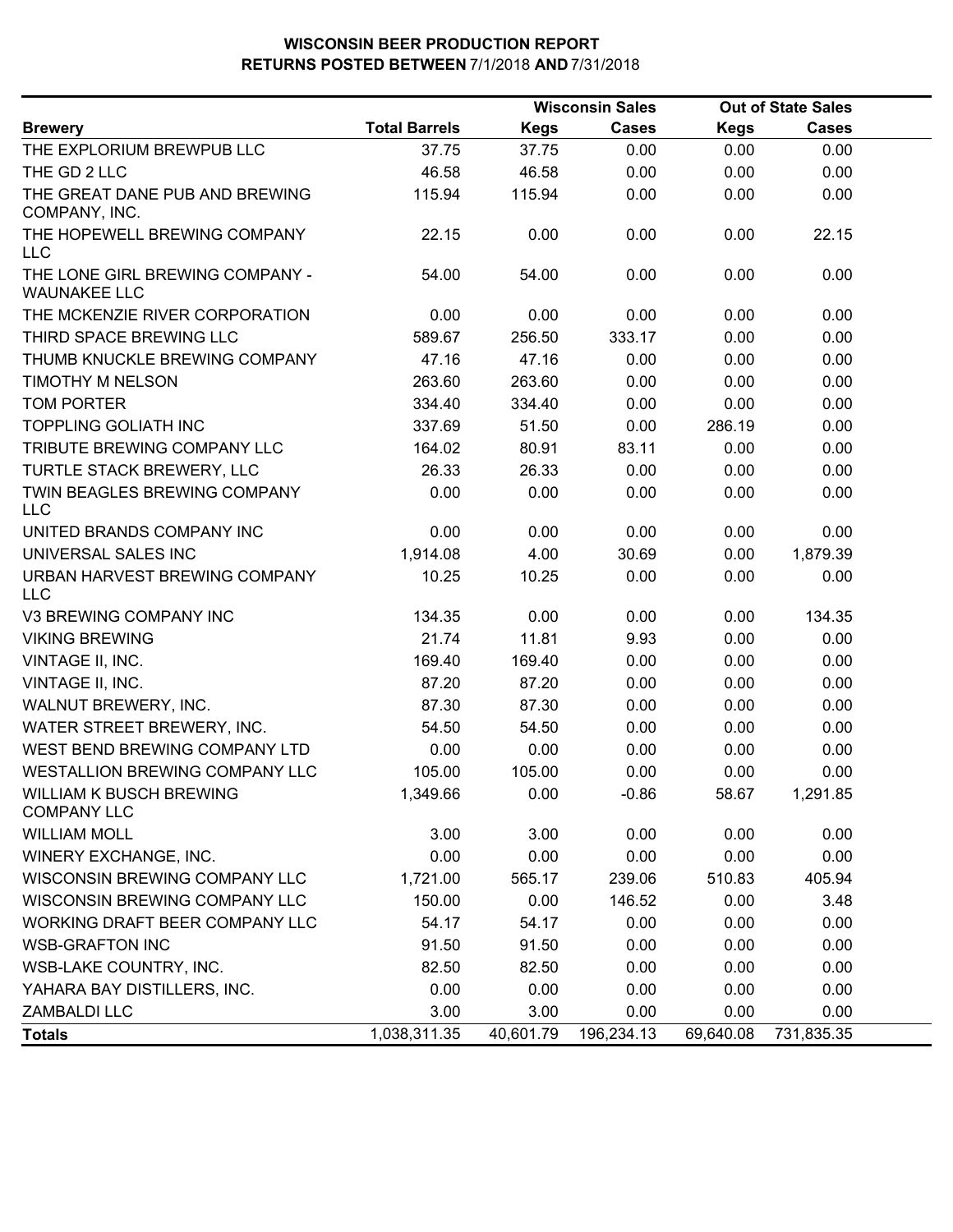**WISCONSIN BEER PRODUCTION REPORT**
**RETURNS POSTED BETWEEN 7/1/2018 AND 7/31/2018**

| | | Wisconsin Sales | | Out of State Sales | |
|---|---|---|---|---|---|
| **Brewery** | **Total Barrels** | **Kegs** | **Cases** | **Kegs** | **Cases** |
| THE EXPLORIUM BREWPUB LLC | 37.75 | 37.75 | 0.00 | 0.00 | 0.00 |
| THE GD 2 LLC | 46.58 | 46.58 | 0.00 | 0.00 | 0.00 |
| THE GREAT DANE PUB AND BREWING COMPANY, INC. | 115.94 | 115.94 | 0.00 | 0.00 | 0.00 |
| THE HOPEWELL BREWING COMPANY LLC | 22.15 | 0.00 | 0.00 | 0.00 | 22.15 |
| THE LONE GIRL BREWING COMPANY - WAUNAKEE LLC | 54.00 | 54.00 | 0.00 | 0.00 | 0.00 |
| THE MCKENZIE RIVER CORPORATION | 0.00 | 0.00 | 0.00 | 0.00 | 0.00 |
| THIRD SPACE BREWING LLC | 589.67 | 256.50 | 333.17 | 0.00 | 0.00 |
| THUMB KNUCKLE BREWING COMPANY | 47.16 | 47.16 | 0.00 | 0.00 | 0.00 |
| TIMOTHY M NELSON | 263.60 | 263.60 | 0.00 | 0.00 | 0.00 |
| TOM PORTER | 334.40 | 334.40 | 0.00 | 0.00 | 0.00 |
| TOPPLING GOLIATH INC | 337.69 | 51.50 | 0.00 | 286.19 | 0.00 |
| TRIBUTE BREWING COMPANY LLC | 164.02 | 80.91 | 83.11 | 0.00 | 0.00 |
| TURTLE STACK BREWERY, LLC | 26.33 | 26.33 | 0.00 | 0.00 | 0.00 |
| TWIN BEAGLES BREWING COMPANY LLC | 0.00 | 0.00 | 0.00 | 0.00 | 0.00 |
| UNITED BRANDS COMPANY INC | 0.00 | 0.00 | 0.00 | 0.00 | 0.00 |
| UNIVERSAL SALES INC | 1,914.08 | 4.00 | 30.69 | 0.00 | 1,879.39 |
| URBAN HARVEST BREWING COMPANY LLC | 10.25 | 10.25 | 0.00 | 0.00 | 0.00 |
| V3 BREWING COMPANY INC | 134.35 | 0.00 | 0.00 | 0.00 | 134.35 |
| VIKING BREWING | 21.74 | 11.81 | 9.93 | 0.00 | 0.00 |
| VINTAGE II, INC. | 169.40 | 169.40 | 0.00 | 0.00 | 0.00 |
| VINTAGE II, INC. | 87.20 | 87.20 | 0.00 | 0.00 | 0.00 |
| WALNUT BREWERY, INC. | 87.30 | 87.30 | 0.00 | 0.00 | 0.00 |
| WATER STREET BREWERY, INC. | 54.50 | 54.50 | 0.00 | 0.00 | 0.00 |
| WEST BEND BREWING COMPANY LTD | 0.00 | 0.00 | 0.00 | 0.00 | 0.00 |
| WESTALLION BREWING COMPANY LLC | 105.00 | 105.00 | 0.00 | 0.00 | 0.00 |
| WILLIAM K BUSCH BREWING COMPANY LLC | 1,349.66 | 0.00 | -0.86 | 58.67 | 1,291.85 |
| WILLIAM MOLL | 3.00 | 3.00 | 0.00 | 0.00 | 0.00 |
| WINERY EXCHANGE, INC. | 0.00 | 0.00 | 0.00 | 0.00 | 0.00 |
| WISCONSIN BREWING COMPANY LLC | 1,721.00 | 565.17 | 239.06 | 510.83 | 405.94 |
| WISCONSIN BREWING COMPANY LLC | 150.00 | 0.00 | 146.52 | 0.00 | 3.48 |
| WORKING DRAFT BEER COMPANY LLC | 54.17 | 54.17 | 0.00 | 0.00 | 0.00 |
| WSB-GRAFTON INC | 91.50 | 91.50 | 0.00 | 0.00 | 0.00 |
| WSB-LAKE COUNTRY, INC. | 82.50 | 82.50 | 0.00 | 0.00 | 0.00 |
| YAHARA BAY DISTILLERS, INC. | 0.00 | 0.00 | 0.00 | 0.00 | 0.00 |
| ZAMBALDI LLC | 3.00 | 3.00 | 0.00 | 0.00 | 0.00 |
| **Totals** | 1,038,311.35 | 40,601.79 | 196,234.13 | 69,640.08 | 731,835.35 |